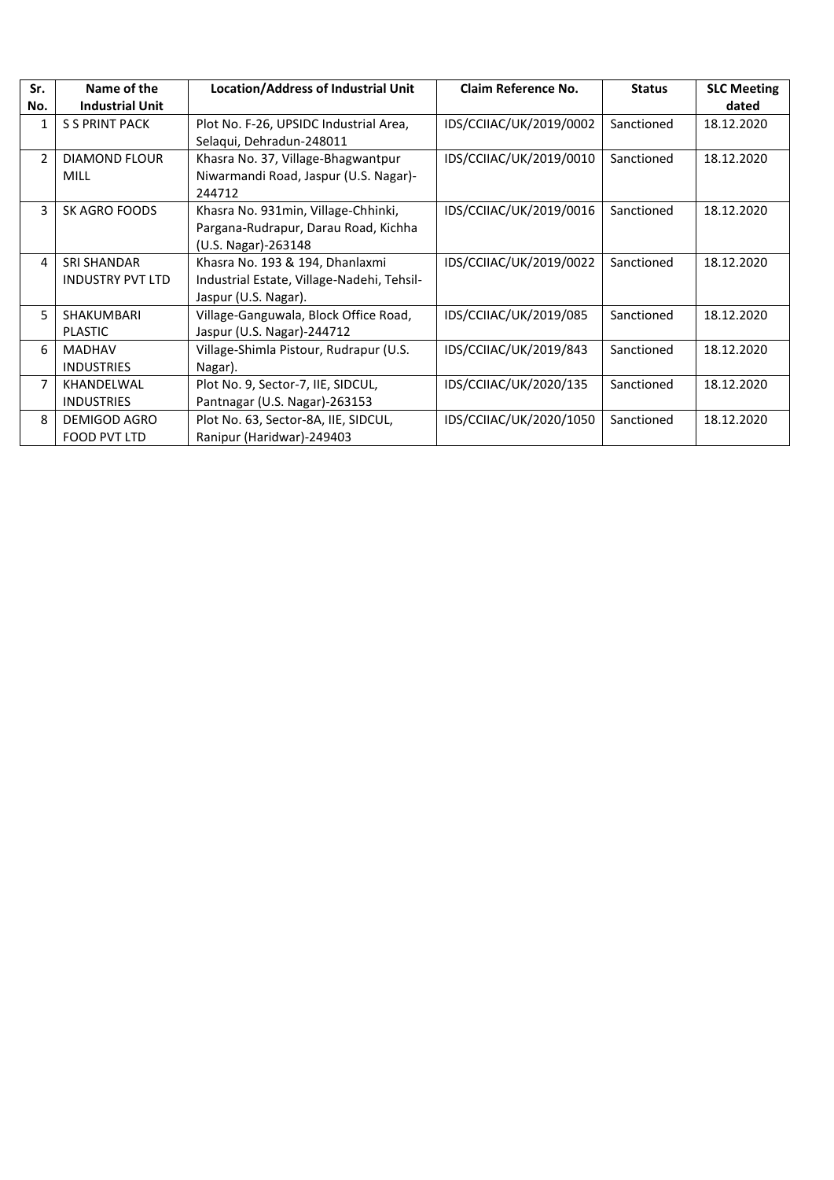| Sr. No. | Name of the Industrial Unit | Location/Address of Industrial Unit | Claim Reference No. | Status | SLC Meeting dated |
|---|---|---|---|---|---|
| 1 | S S PRINT PACK | Plot No. F-26, UPSIDC Industrial Area, Selaqui, Dehradun-248011 | IDS/CCIIAC/UK/2019/0002 | Sanctioned | 18.12.2020 |
| 2 | DIAMOND FLOUR MILL | Khasra No. 37, Village-Bhagwantpur Niwarmandi Road, Jaspur (U.S. Nagar)-244712 | IDS/CCIIAC/UK/2019/0010 | Sanctioned | 18.12.2020 |
| 3 | SK AGRO FOODS | Khasra No. 931min, Village-Chhinki, Pargana-Rudrapur, Darau Road, Kichha (U.S. Nagar)-263148 | IDS/CCIIAC/UK/2019/0016 | Sanctioned | 18.12.2020 |
| 4 | SRI SHANDAR INDUSTRY PVT LTD | Khasra No. 193 & 194, Dhanlaxmi Industrial Estate, Village-Nadehi, Tehsil-Jaspur (U.S. Nagar). | IDS/CCIIAC/UK/2019/0022 | Sanctioned | 18.12.2020 |
| 5 | SHAKUMBARI PLASTIC | Village-Ganguwala, Block Office Road, Jaspur (U.S. Nagar)-244712 | IDS/CCIIAC/UK/2019/085 | Sanctioned | 18.12.2020 |
| 6 | MADHAV INDUSTRIES | Village-Shimla Pistour, Rudrapur (U.S. Nagar). | IDS/CCIIAC/UK/2019/843 | Sanctioned | 18.12.2020 |
| 7 | KHANDELWAL INDUSTRIES | Plot No. 9, Sector-7, IIE, SIDCUL, Pantnagar (U.S. Nagar)-263153 | IDS/CCIIAC/UK/2020/135 | Sanctioned | 18.12.2020 |
| 8 | DEMIGOD AGRO FOOD PVT LTD | Plot No. 63, Sector-8A, IIE, SIDCUL, Ranipur (Haridwar)-249403 | IDS/CCIIAC/UK/2020/1050 | Sanctioned | 18.12.2020 |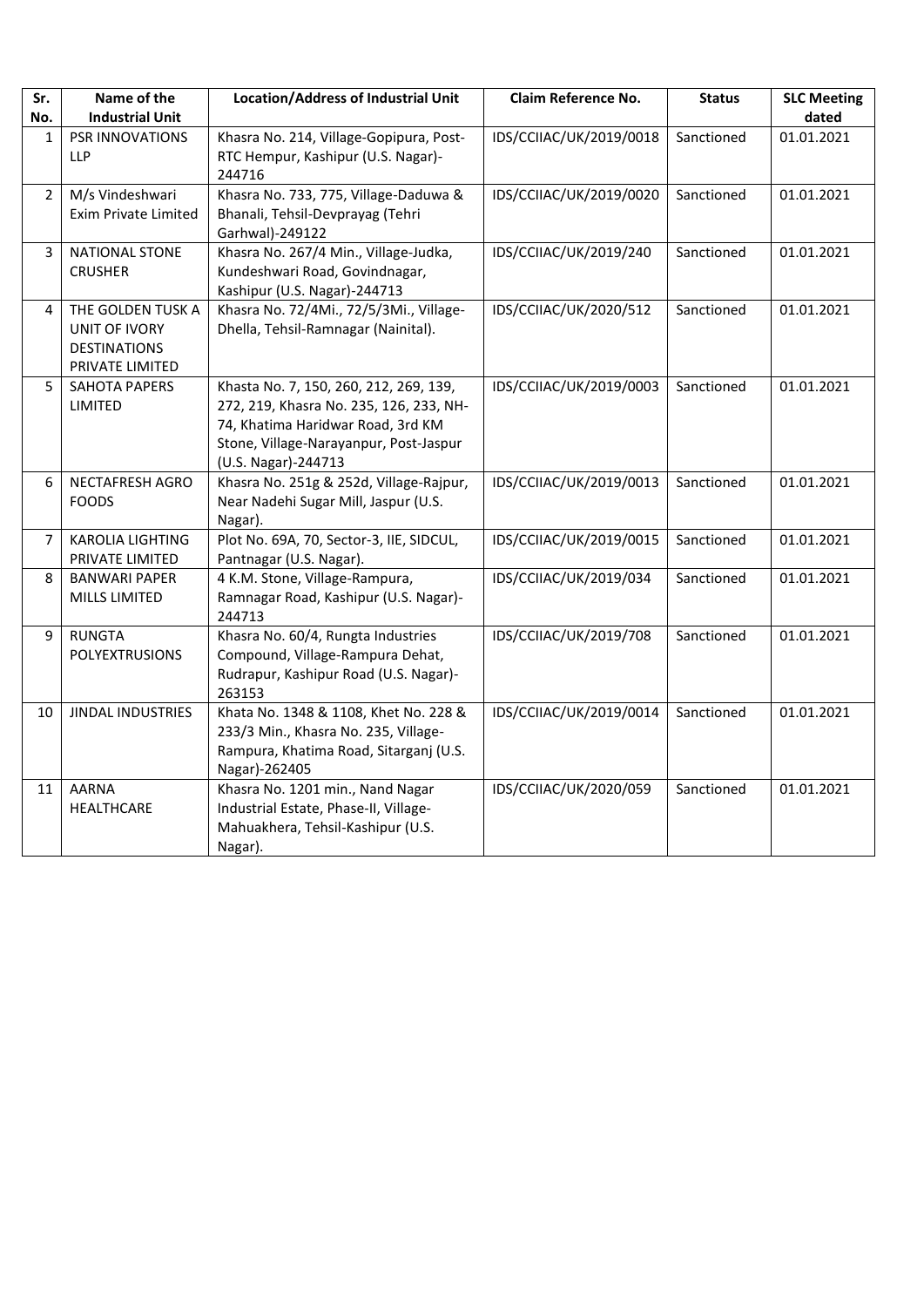| Sr. No. | Name of the Industrial Unit | Location/Address of Industrial Unit | Claim Reference No. | Status | SLC Meeting dated |
|---|---|---|---|---|---|
| 1 | PSR INNOVATIONS LLP | Khasra No. 214, Village-Gopipura, Post-RTC Hempur, Kashipur (U.S. Nagar)-244716 | IDS/CCIIAC/UK/2019/0018 | Sanctioned | 01.01.2021 |
| 2 | M/s Vindeshwari Exim Private Limited | Khasra No. 733, 775, Village-Daduwa & Bhanali, Tehsil-Devprayag (Tehri Garhwal)-249122 | IDS/CCIIAC/UK/2019/0020 | Sanctioned | 01.01.2021 |
| 3 | NATIONAL STONE CRUSHER | Khasra No. 267/4 Min., Village-Judka, Kundeshwari Road, Govindnagar, Kashipur (U.S. Nagar)-244713 | IDS/CCIIAC/UK/2019/240 | Sanctioned | 01.01.2021 |
| 4 | THE GOLDEN TUSK A UNIT OF IVORY DESTINATIONS PRIVATE LIMITED | Khasra No. 72/4Mi., 72/5/3Mi., Village-Dhella, Tehsil-Ramnagar (Nainital). | IDS/CCIIAC/UK/2020/512 | Sanctioned | 01.01.2021 |
| 5 | SAHOTA PAPERS LIMITED | Khasta No. 7, 150, 260, 212, 269, 139, 272, 219, Khasra No. 235, 126, 233, NH-74, Khatima Haridwar Road, 3rd KM Stone, Village-Narayanpur, Post-Jaspur (U.S. Nagar)-244713 | IDS/CCIIAC/UK/2019/0003 | Sanctioned | 01.01.2021 |
| 6 | NECTAFRESH AGRO FOODS | Khasra No. 251g & 252d, Village-Rajpur, Near Nadehi Sugar Mill, Jaspur (U.S. Nagar). | IDS/CCIIAC/UK/2019/0013 | Sanctioned | 01.01.2021 |
| 7 | KAROLIA LIGHTING PRIVATE LIMITED | Plot No. 69A, 70, Sector-3, IIE, SIDCUL, Pantnagar (U.S. Nagar). | IDS/CCIIAC/UK/2019/0015 | Sanctioned | 01.01.2021 |
| 8 | BANWARI PAPER MILLS LIMITED | 4 K.M. Stone, Village-Rampura, Ramnagar Road, Kashipur (U.S. Nagar)-244713 | IDS/CCIIAC/UK/2019/034 | Sanctioned | 01.01.2021 |
| 9 | RUNGTA POLYEXTRUSIONS | Khasra No. 60/4, Rungta Industries Compound, Village-Rampura Dehat, Rudrapur, Kashipur Road (U.S. Nagar)-263153 | IDS/CCIIAC/UK/2019/708 | Sanctioned | 01.01.2021 |
| 10 | JINDAL INDUSTRIES | Khata No. 1348 & 1108, Khet No. 228 & 233/3 Min., Khasra No. 235, Village-Rampura, Khatima Road, Sitarganj (U.S. Nagar)-262405 | IDS/CCIIAC/UK/2019/0014 | Sanctioned | 01.01.2021 |
| 11 | AARNA HEALTHCARE | Khasra No. 1201 min., Nand Nagar Industrial Estate, Phase-II, Village-Mahuakhera, Tehsil-Kashipur (U.S. Nagar). | IDS/CCIIAC/UK/2020/059 | Sanctioned | 01.01.2021 |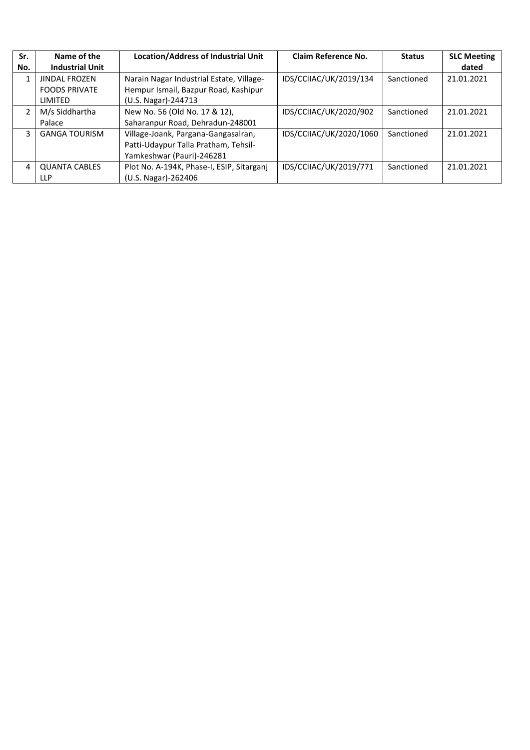| Sr. No. | Name of the Industrial Unit | Location/Address of Industrial Unit | Claim Reference No. | Status | SLC Meeting dated |
|---|---|---|---|---|---|
| 1 | JINDAL FROZEN FOODS PRIVATE LIMITED | Narain Nagar Industrial Estate, Village-Hempur Ismail, Bazpur Road, Kashipur (U.S. Nagar)-244713 | IDS/CCIIAC/UK/2019/134 | Sanctioned | 21.01.2021 |
| 2 | M/s Siddhartha Palace | New No. 56 (Old No. 17 & 12), Saharanpur Road, Dehradun-248001 | IDS/CCIIAC/UK/2020/902 | Sanctioned | 21.01.2021 |
| 3 | GANGA TOURISM | Village-Joank, Pargana-Gangasalran, Patti-Udaypur Talla Pratham, Tehsil-Yamkeshwar (Pauri)-246281 | IDS/CCIIAC/UK/2020/1060 | Sanctioned | 21.01.2021 |
| 4 | QUANTA CABLES LLP | Plot No. A-194K, Phase-I, ESIP, Sitarganj (U.S. Nagar)-262406 | IDS/CCIIAC/UK/2019/771 | Sanctioned | 21.01.2021 |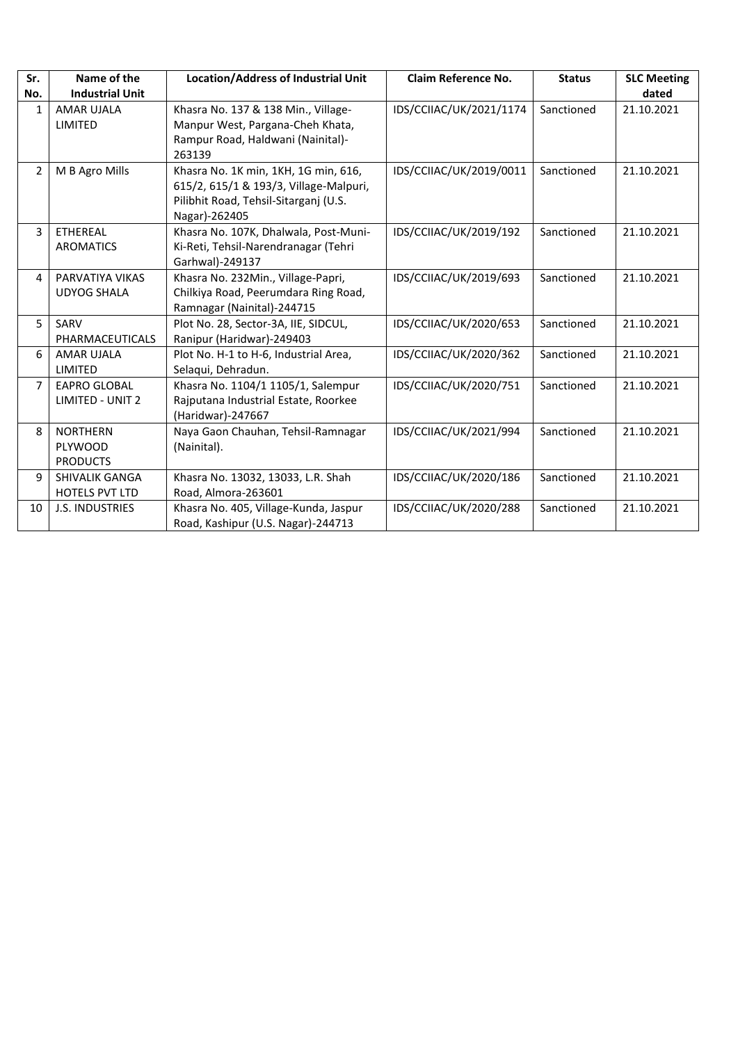| Sr. No. | Name of the Industrial Unit | Location/Address of Industrial Unit | Claim Reference No. | Status | SLC Meeting dated |
|---|---|---|---|---|---|
| 1 | AMAR UJALA LIMITED | Khasra No. 137 & 138 Min., Village-Manpur West, Pargana-Cheh Khata, Rampur Road, Haldwani (Nainital)-263139 | IDS/CCIIAC/UK/2021/1174 | Sanctioned | 21.10.2021 |
| 2 | M B Agro Mills | Khasra No. 1K min, 1KH, 1G min, 616, 615/2, 615/1 & 193/3, Village-Malpuri, Pilibhit Road, Tehsil-Sitarganj (U.S. Nagar)-262405 | IDS/CCIIAC/UK/2019/0011 | Sanctioned | 21.10.2021 |
| 3 | ETHEREAL AROMATICS | Khasra No. 107K, Dhalwala, Post-Muni-Ki-Reti, Tehsil-Narendranagar (Tehri Garhwal)-249137 | IDS/CCIIAC/UK/2019/192 | Sanctioned | 21.10.2021 |
| 4 | PARVATIYA VIKAS UDYOG SHALA | Khasra No. 232Min., Village-Papri, Chilkiya Road, Peerumdara Ring Road, Ramnagar (Nainital)-244715 | IDS/CCIIAC/UK/2019/693 | Sanctioned | 21.10.2021 |
| 5 | SARV PHARMACEUTICALS | Plot No. 28, Sector-3A, IIE, SIDCUL, Ranipur (Haridwar)-249403 | IDS/CCIIAC/UK/2020/653 | Sanctioned | 21.10.2021 |
| 6 | AMAR UJALA LIMITED | Plot No. H-1 to H-6, Industrial Area, Selaqui, Dehradun. | IDS/CCIIAC/UK/2020/362 | Sanctioned | 21.10.2021 |
| 7 | EAPRO GLOBAL LIMITED - UNIT 2 | Khasra No. 1104/1 1105/1, Salempur Rajputana Industrial Estate, Roorkee (Haridwar)-247667 | IDS/CCIIAC/UK/2020/751 | Sanctioned | 21.10.2021 |
| 8 | NORTHERN PLYWOOD PRODUCTS | Naya Gaon Chauhan, Tehsil-Ramnagar (Nainital). | IDS/CCIIAC/UK/2021/994 | Sanctioned | 21.10.2021 |
| 9 | SHIVALIK GANGA HOTELS PVT LTD | Khasra No. 13032, 13033, L.R. Shah Road, Almora-263601 | IDS/CCIIAC/UK/2020/186 | Sanctioned | 21.10.2021 |
| 10 | J.S. INDUSTRIES | Khasra No. 405, Village-Kunda, Jaspur Road, Kashipur (U.S. Nagar)-244713 | IDS/CCIIAC/UK/2020/288 | Sanctioned | 21.10.2021 |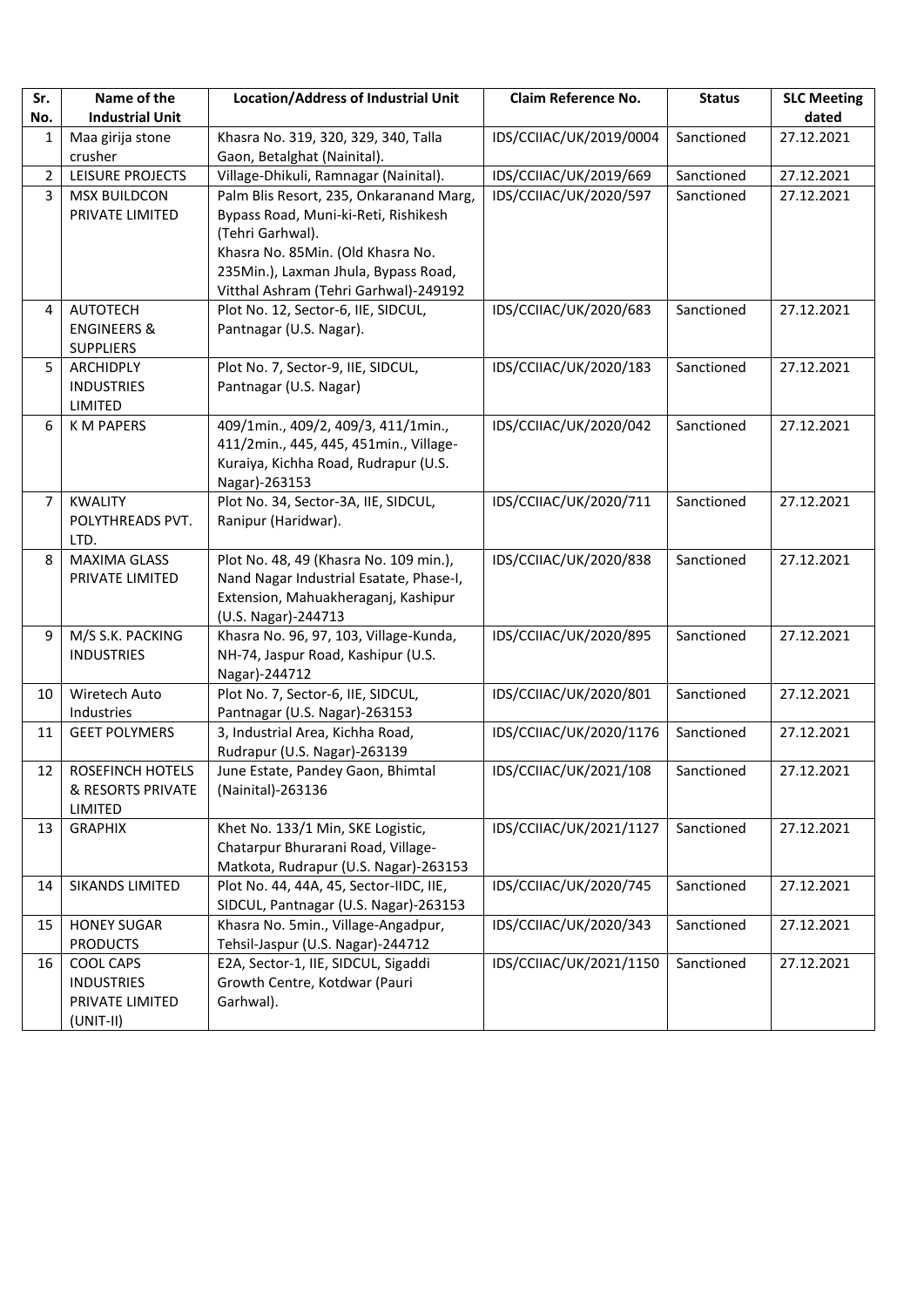| Sr. No. | Name of the Industrial Unit | Location/Address of Industrial Unit | Claim Reference No. | Status | SLC Meeting dated |
|---|---|---|---|---|---|
| 1 | Maa girija stone crusher | Khasra No. 319, 320, 329, 340, Talla Gaon, Betalghat (Nainital). | IDS/CCIIAC/UK/2019/0004 | Sanctioned | 27.12.2021 |
| 2 | LEISURE PROJECTS | Village-Dhikuli, Ramnagar (Nainital). | IDS/CCIIAC/UK/2019/669 | Sanctioned | 27.12.2021 |
| 3 | MSX BUILDCON PRIVATE LIMITED | Palm Blis Resort, 235, Onkaranand Marg, Bypass Road, Muni-ki-Reti, Rishikesh (Tehri Garhwal). Khasra No. 85Min. (Old Khasra No. 235Min.), Laxman Jhula, Bypass Road, Vitthal Ashram (Tehri Garhwal)-249192 | IDS/CCIIAC/UK/2020/597 | Sanctioned | 27.12.2021 |
| 4 | AUTOTECH ENGINEERS & SUPPLIERS | Plot No. 12, Sector-6, IIE, SIDCUL, Pantnagar (U.S. Nagar). | IDS/CCIIAC/UK/2020/683 | Sanctioned | 27.12.2021 |
| 5 | ARCHIDPLY INDUSTRIES LIMITED | Plot No. 7, Sector-9, IIE, SIDCUL, Pantnagar (U.S. Nagar) | IDS/CCIIAC/UK/2020/183 | Sanctioned | 27.12.2021 |
| 6 | K M PAPERS | 409/1min., 409/2, 409/3, 411/1min., 411/2min., 445, 445, 451min., Village-Kuraiya, Kichha Road, Rudrapur (U.S. Nagar)-263153 | IDS/CCIIAC/UK/2020/042 | Sanctioned | 27.12.2021 |
| 7 | KWALITY POLYTHREADS PVT. LTD. | Plot No. 34, Sector-3A, IIE, SIDCUL, Ranipur (Haridwar). | IDS/CCIIAC/UK/2020/711 | Sanctioned | 27.12.2021 |
| 8 | MAXIMA GLASS PRIVATE LIMITED | Plot No. 48, 49 (Khasra No. 109 min.), Nand Nagar Industrial Esatate, Phase-I, Extension, Mahuakheraganj, Kashipur (U.S. Nagar)-244713 | IDS/CCIIAC/UK/2020/838 | Sanctioned | 27.12.2021 |
| 9 | M/S S.K. PACKING INDUSTRIES | Khasra No. 96, 97, 103, Village-Kunda, NH-74, Jaspur Road, Kashipur (U.S. Nagar)-244712 | IDS/CCIIAC/UK/2020/895 | Sanctioned | 27.12.2021 |
| 10 | Wiretech Auto Industries | Plot No. 7, Sector-6, IIE, SIDCUL, Pantnagar (U.S. Nagar)-263153 | IDS/CCIIAC/UK/2020/801 | Sanctioned | 27.12.2021 |
| 11 | GEET POLYMERS | 3, Industrial Area, Kichha Road, Rudrapur (U.S. Nagar)-263139 | IDS/CCIIAC/UK/2020/1176 | Sanctioned | 27.12.2021 |
| 12 | ROSEFINCH HOTELS & RESORTS PRIVATE LIMITED | June Estate, Pandey Gaon, Bhimtal (Nainital)-263136 | IDS/CCIIAC/UK/2021/108 | Sanctioned | 27.12.2021 |
| 13 | GRAPHIX | Khet No. 133/1 Min, SKE Logistic, Chatarpur Bhurarani Road, Village-Matkota, Rudrapur (U.S. Nagar)-263153 | IDS/CCIIAC/UK/2021/1127 | Sanctioned | 27.12.2021 |
| 14 | SIKANDS LIMITED | Plot No. 44, 44A, 45, Sector-IIDC, IIE, SIDCUL, Pantnagar (U.S. Nagar)-263153 | IDS/CCIIAC/UK/2020/745 | Sanctioned | 27.12.2021 |
| 15 | HONEY SUGAR PRODUCTS | Khasra No. 5min., Village-Angadpur, Tehsil-Jaspur (U.S. Nagar)-244712 | IDS/CCIIAC/UK/2020/343 | Sanctioned | 27.12.2021 |
| 16 | COOL CAPS INDUSTRIES PRIVATE LIMITED (UNIT-II) | E2A, Sector-1, IIE, SIDCUL, Sigaddi Growth Centre, Kotdwar (Pauri Garhwal). | IDS/CCIIAC/UK/2021/1150 | Sanctioned | 27.12.2021 |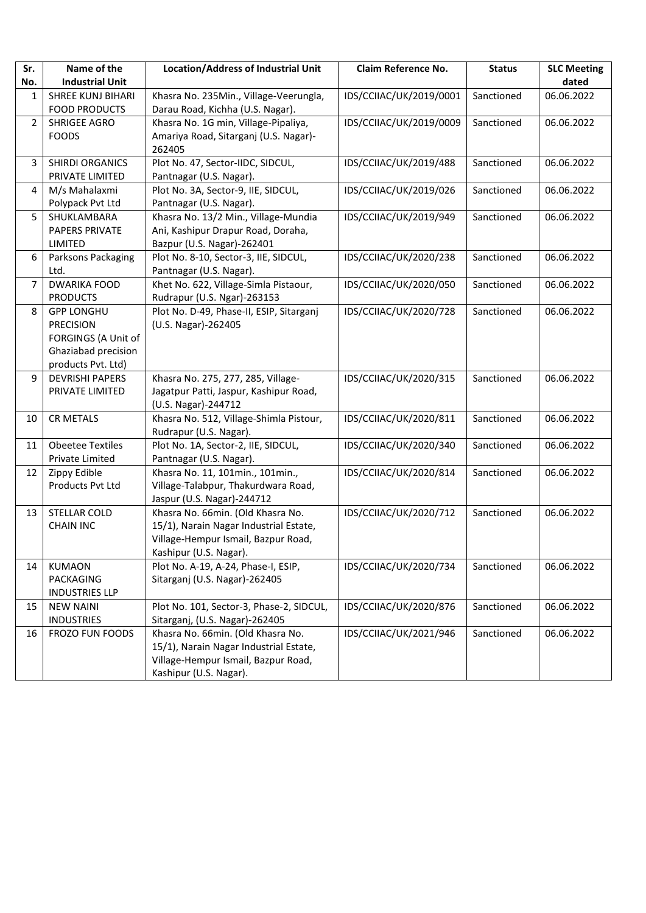| Sr. No. | Name of the Industrial Unit | Location/Address of Industrial Unit | Claim Reference No. | Status | SLC Meeting dated |
|---|---|---|---|---|---|
| 1 | SHREE KUNJ BIHARI FOOD PRODUCTS | Khasra No. 235Min., Village-Veerungla, Darau Road, Kichha (U.S. Nagar). | IDS/CCIIAC/UK/2019/0001 | Sanctioned | 06.06.2022 |
| 2 | SHRIGEE AGRO FOODS | Khasra No. 1G min, Village-Pipaliya, Amariya Road, Sitarganj (U.S. Nagar)-262405 | IDS/CCIIAC/UK/2019/0009 | Sanctioned | 06.06.2022 |
| 3 | SHIRDI ORGANICS PRIVATE LIMITED | Plot No. 47, Sector-IIDC, SIDCUL, Pantnagar (U.S. Nagar). | IDS/CCIIAC/UK/2019/488 | Sanctioned | 06.06.2022 |
| 4 | M/s Mahalaxmi Polypack Pvt Ltd | Plot No. 3A, Sector-9, IIE, SIDCUL, Pantnagar (U.S. Nagar). | IDS/CCIIAC/UK/2019/026 | Sanctioned | 06.06.2022 |
| 5 | SHUKLAMBARA PAPERS PRIVATE LIMITED | Khasra No. 13/2 Min., Village-Mundia Ani, Kashipur Drapur Road, Doraha, Bazpur (U.S. Nagar)-262401 | IDS/CCIIAC/UK/2019/949 | Sanctioned | 06.06.2022 |
| 6 | Parksons Packaging Ltd. | Plot No. 8-10, Sector-3, IIE, SIDCUL, Pantnagar (U.S. Nagar). | IDS/CCIIAC/UK/2020/238 | Sanctioned | 06.06.2022 |
| 7 | DWARIKA FOOD PRODUCTS | Khet No. 622, Village-Simla Pistaour, Rudrapur (U.S. Ngar)-263153 | IDS/CCIIAC/UK/2020/050 | Sanctioned | 06.06.2022 |
| 8 | GPP LONGHU PRECISION FORGINGS (A Unit of Ghaziabad precision products Pvt. Ltd) | Plot No. D-49, Phase-II, ESIP, Sitarganj (U.S. Nagar)-262405 | IDS/CCIIAC/UK/2020/728 | Sanctioned | 06.06.2022 |
| 9 | DEVRISHI PAPERS PRIVATE LIMITED | Khasra No. 275, 277, 285, Village-Jagatpur Patti, Jaspur, Kashipur Road, (U.S. Nagar)-244712 | IDS/CCIIAC/UK/2020/315 | Sanctioned | 06.06.2022 |
| 10 | CR METALS | Khasra No. 512, Village-Shimla Pistour, Rudrapur (U.S. Nagar). | IDS/CCIIAC/UK/2020/811 | Sanctioned | 06.06.2022 |
| 11 | Obeetee Textiles Private Limited | Plot No. 1A, Sector-2, IIE, SIDCUL, Pantnagar (U.S. Nagar). | IDS/CCIIAC/UK/2020/340 | Sanctioned | 06.06.2022 |
| 12 | Zippy Edible Products Pvt Ltd | Khasra No. 11, 101min., 101min., Village-Talabpur, Thakurdwara Road, Jaspur (U.S. Nagar)-244712 | IDS/CCIIAC/UK/2020/814 | Sanctioned | 06.06.2022 |
| 13 | STELLAR COLD CHAIN INC | Khasra No. 66min. (Old Khasra No. 15/1), Narain Nagar Industrial Estate, Village-Hempur Ismail, Bazpur Road, Kashipur (U.S. Nagar). | IDS/CCIIAC/UK/2020/712 | Sanctioned | 06.06.2022 |
| 14 | KUMAON PACKAGING INDUSTRIES LLP | Plot No. A-19, A-24, Phase-I, ESIP, Sitarganj (U.S. Nagar)-262405 | IDS/CCIIAC/UK/2020/734 | Sanctioned | 06.06.2022 |
| 15 | NEW NAINI INDUSTRIES | Plot No. 101, Sector-3, Phase-2, SIDCUL, Sitarganj, (U.S. Nagar)-262405 | IDS/CCIIAC/UK/2020/876 | Sanctioned | 06.06.2022 |
| 16 | FROZO FUN FOODS | Khasra No. 66min. (Old Khasra No. 15/1), Narain Nagar Industrial Estate, Village-Hempur Ismail, Bazpur Road, Kashipur (U.S. Nagar). | IDS/CCIIAC/UK/2021/946 | Sanctioned | 06.06.2022 |